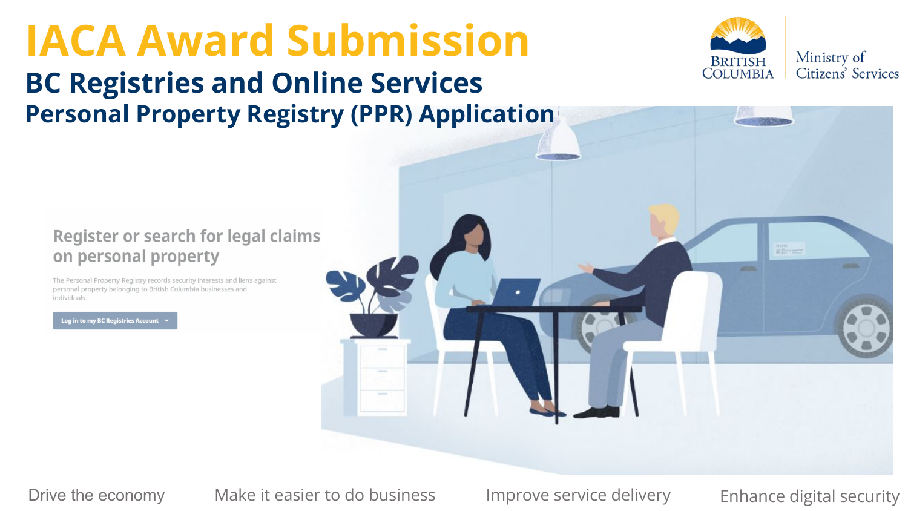# IACA Award Submission

## BC Registries and Online Services

### Personal Property Registry (PPR) Application

BRITISH COLUMBIA | Ministry of Citizens' Services

Register or search for legal claims on personal property

The Personal Property Registry records security interests and liens against personal property belonging to British Columbia businesses and individuals.

Log in to my BC Registries Account

Drive the economy | Make it easier to do business | Improve service delivery | Enhance digital security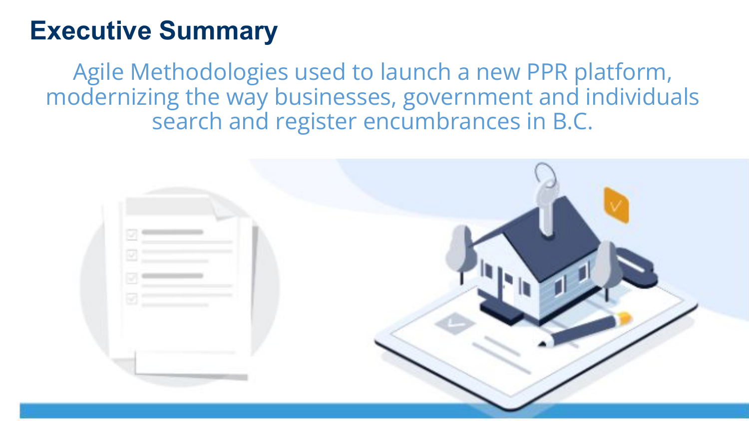# Executive Summary

Agile Methodologies used to launch a new PPR platform, modernizing the way businesses, government and individuals search and register encumbrances in B.C.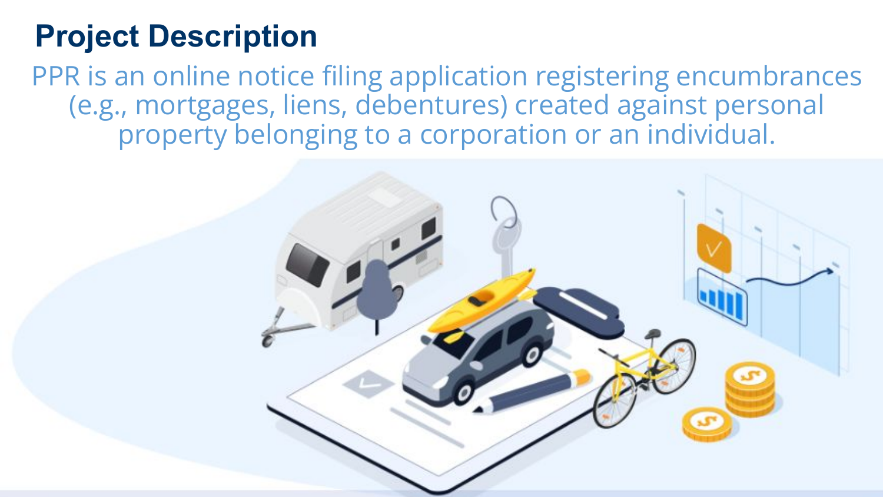# Project Description

PPR is an online notice filing application registering encumbrances (e.g., mortgages, liens, debentures) created against personal property belonging to a corporation or an individual.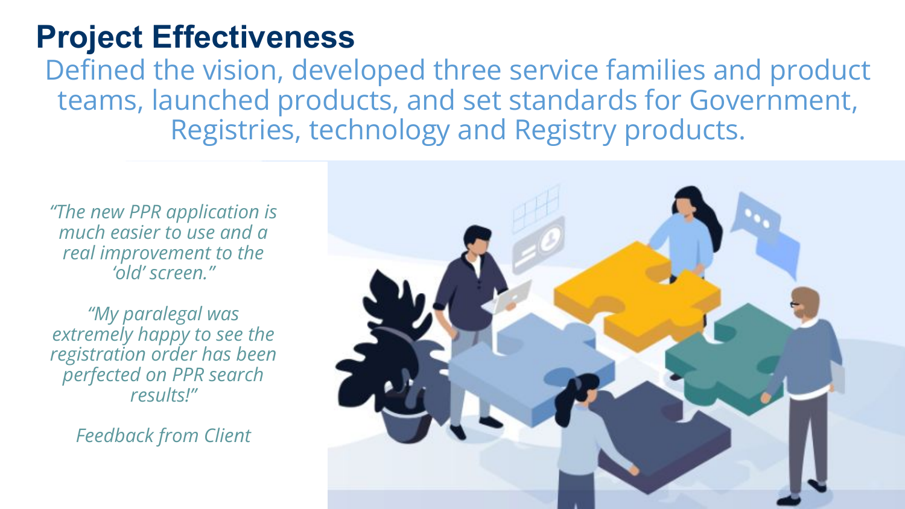# Project Effectiveness

Defined the vision, developed three service families and product teams, launched products, and set standards for Government, Registries, technology and Registry products.

*"The new PPR application is much easier to use and a real improvement to the 'old' screen."*

*"My paralegal was extremely happy to see the registration order has been perfected on PPR search results!"*

*Feedback from Client*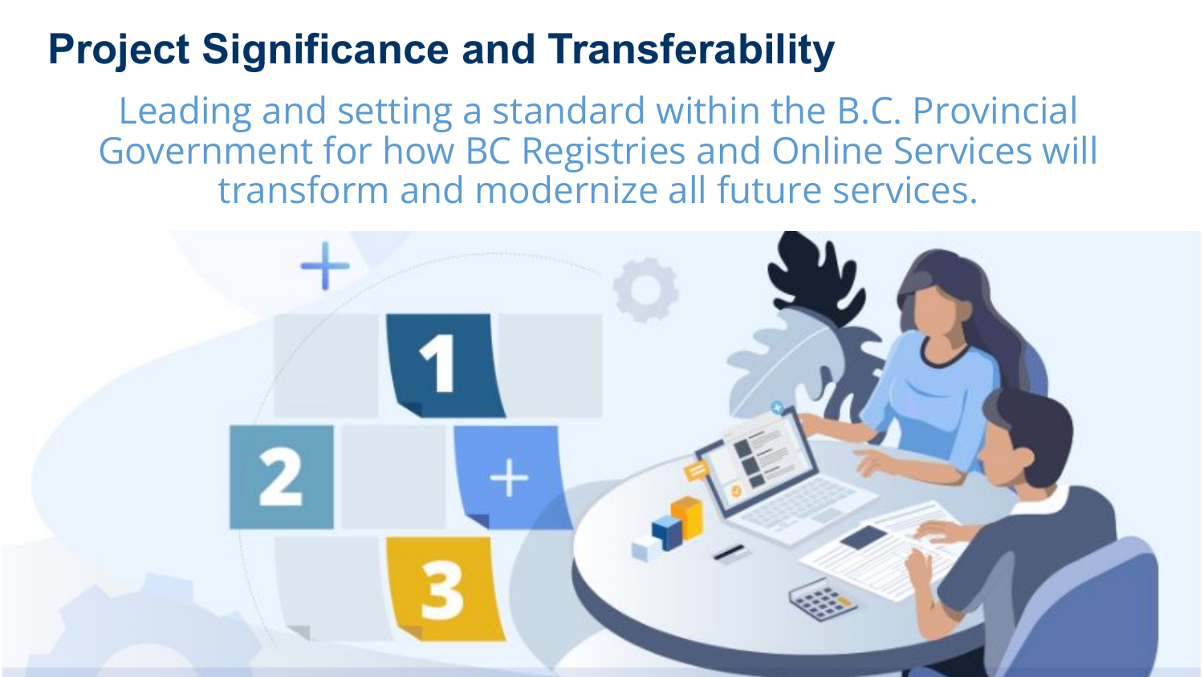# Project Significance and Transferability

Leading and setting a standard within the B.C. Provincial Government for how BC Registries and Online Services will transform and modernize all future services.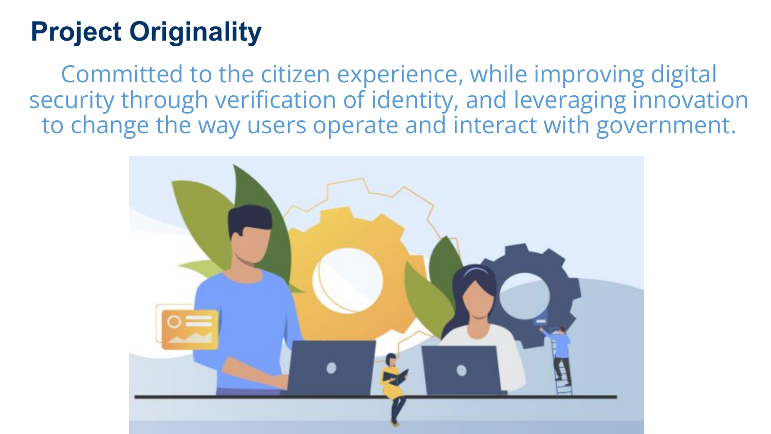## Project Originality

Committed to the citizen experience, while improving digital security through verification of identity, and leveraging innovation to change the way users operate and interact with government.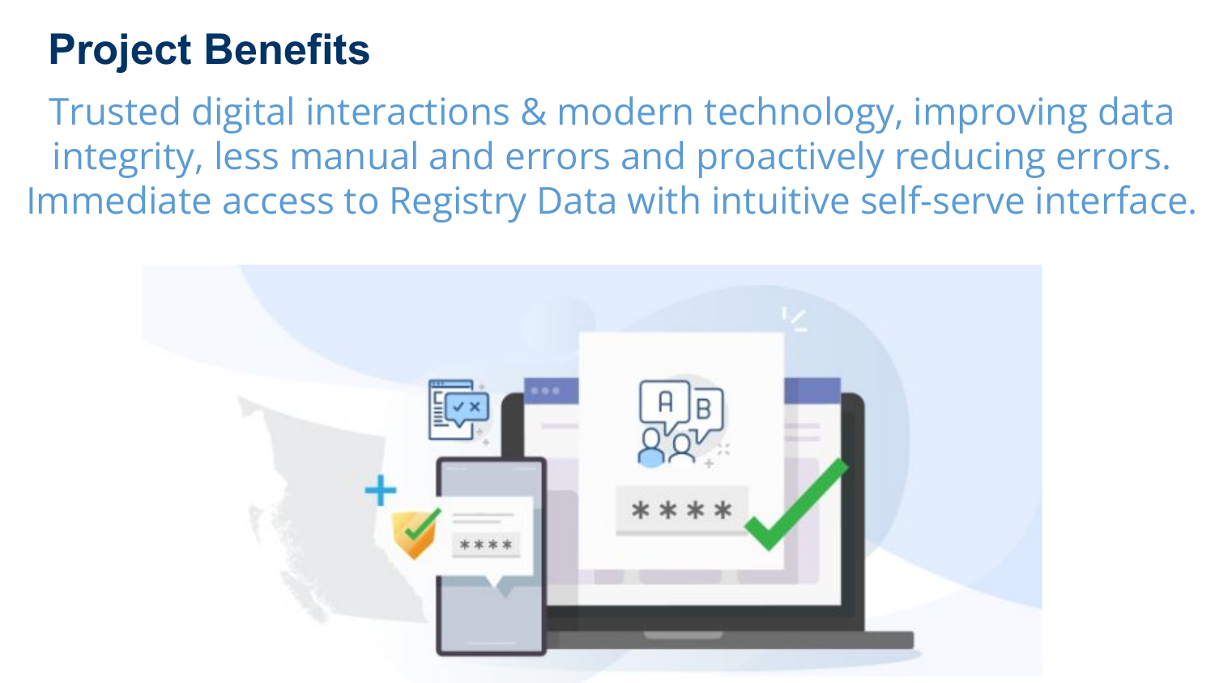# Project Benefits

Trusted digital interactions & modern technology, improving data integrity, less manual and errors and proactively reducing errors. Immediate access to Registry Data with intuitive self-serve interface.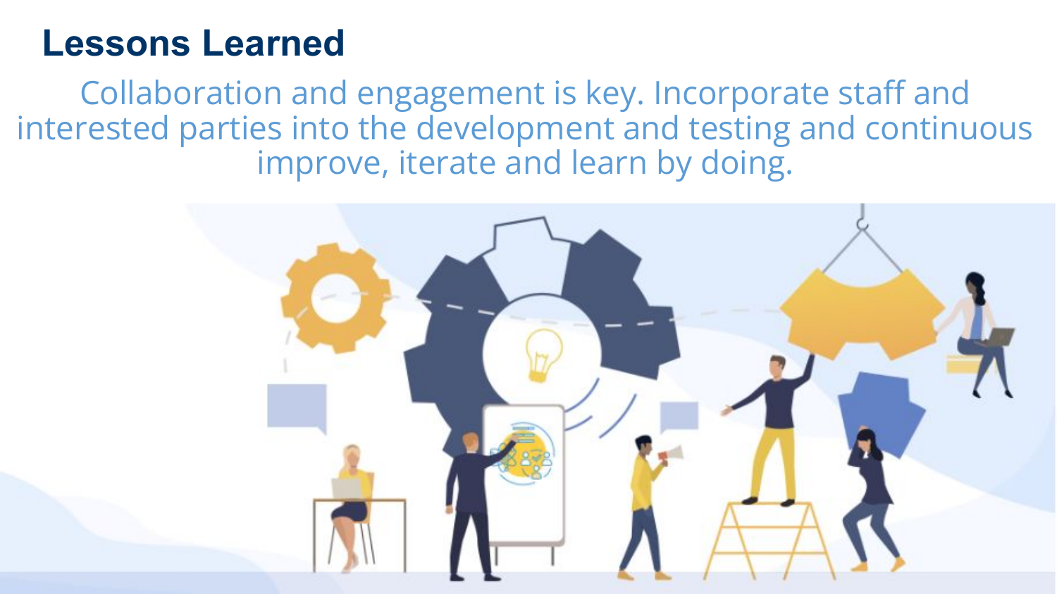# Lessons Learned

Collaboration and engagement is key. Incorporate staff and interested parties into the development and testing and continuous improve, iterate and learn by doing.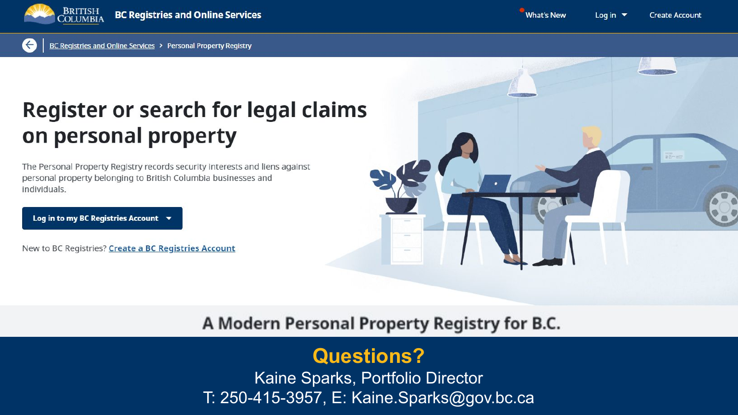BC Registries and Online Services

What's New | Log in | Create Account

BC Registries and Online Services > Personal Property Registry

# Register or search for legal claims on personal property

The Personal Property Registry records security interests and liens against personal property belonging to British Columbia businesses and individuals.

**Log in to my BC Registries Account**

New to BC Registries? Create a BC Registries Account

## A Modern Personal Property Registry for B.C.

## Questions?

Kaine Sparks, Portfolio Director

T: 250-415-3957, E: Kaine.Sparks@gov.bc.ca